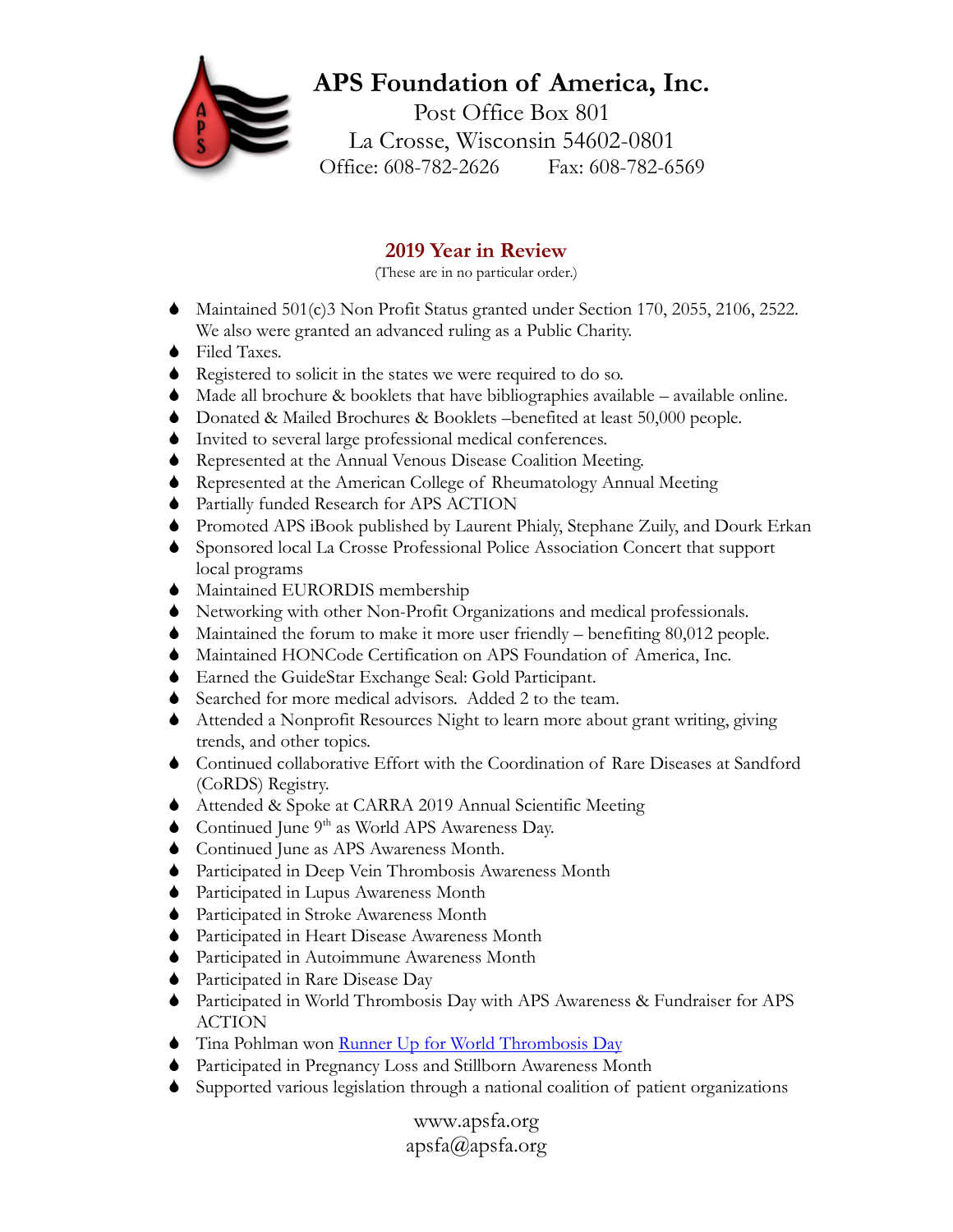# APS Foundation of America, Inc.

Post Office Box 801
La Crosse, Wisconsin 54602-0801
Office: 608-782-2626 Fax: 608-782-6569

## 2019 Year in Review

(These are in no particular order.)

- Maintained 501(c)3 Non Profit Status granted under Section 170, 2055, 2106, 2522. We also were granted an advanced ruling as a Public Charity.
- Filed Taxes.
- Registered to solicit in the states we were required to do so.
- Made all brochure & booklets that have bibliographies available – available online.
- Donated & Mailed Brochures & Booklets –benefited at least 50,000 people.
- Invited to several large professional medical conferences.
- Represented at the Annual Venous Disease Coalition Meeting.
- Represented at the American College of Rheumatology Annual Meeting
- Partially funded Research for APS ACTION
- Promoted APS iBook published by Laurent Phialy, Stephane Zuily, and Dourk Erkan
- Sponsored local La Crosse Professional Police Association Concert that support local programs
- Maintained EURORDIS membership
- Networking with other Non-Profit Organizations and medical professionals.
- Maintained the forum to make it more user friendly – benefiting 80,012 people.
- Maintained HONCode Certification on APS Foundation of America, Inc.
- Earned the GuideStar Exchange Seal: Gold Participant.
- Searched for more medical advisors. Added 2 to the team.
- Attended a Nonprofit Resources Night to learn more about grant writing, giving trends, and other topics.
- Continued collaborative Effort with the Coordination of Rare Diseases at Sandford (CoRDS) Registry.
- Attended & Spoke at CARRA 2019 Annual Scientific Meeting
- Continued June 9th as World APS Awareness Day.
- Continued June as APS Awareness Month.
- Participated in Deep Vein Thrombosis Awareness Month
- Participated in Lupus Awareness Month
- Participated in Stroke Awareness Month
- Participated in Heart Disease Awareness Month
- Participated in Autoimmune Awareness Month
- Participated in Rare Disease Day
- Participated in World Thrombosis Day with APS Awareness & Fundraiser for APS ACTION
- Tina Pohlman won Runner Up for World Thrombosis Day
- Participated in Pregnancy Loss and Stillborn Awareness Month
- Supported various legislation through a national coalition of patient organizations

www.apsfa.org
apsfa@apsfa.org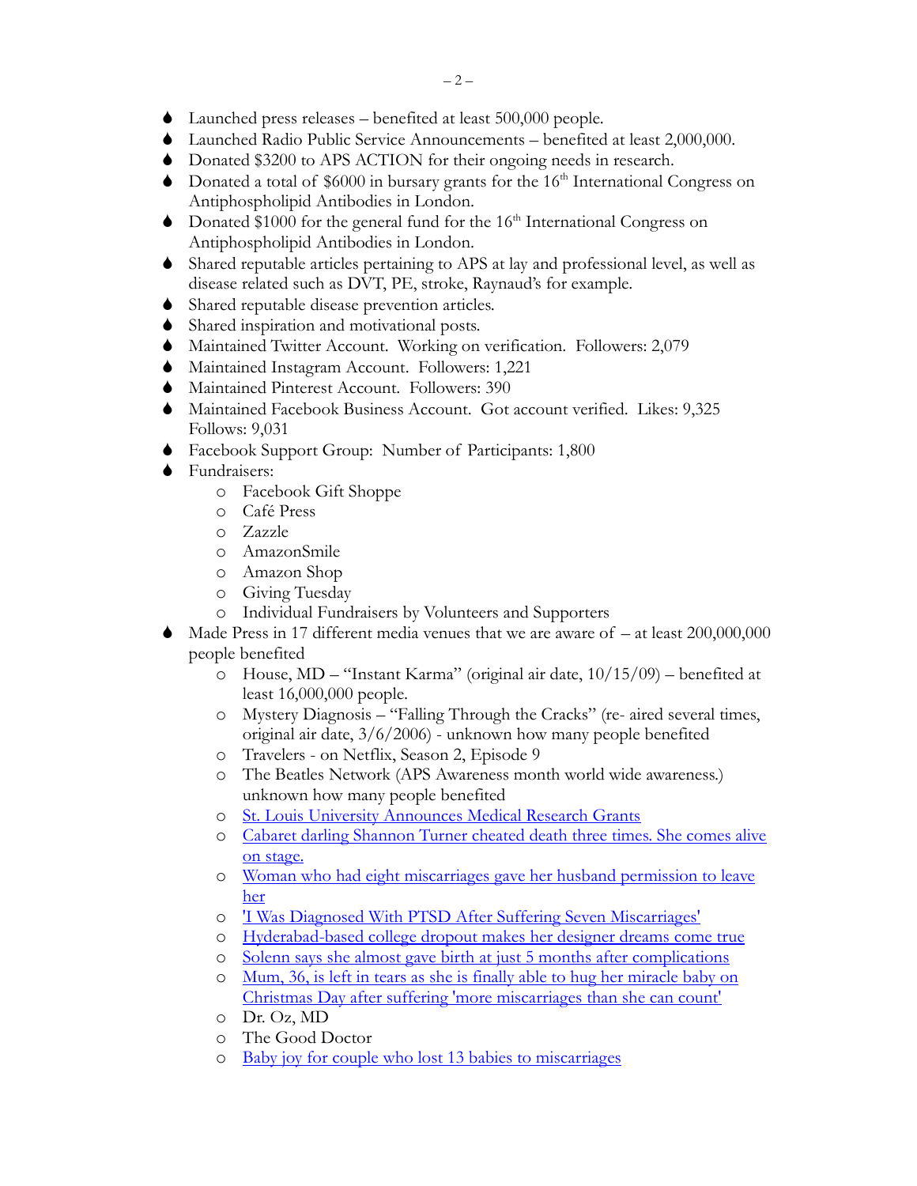- Launched press releases – benefited at least 500,000 people.
- Launched Radio Public Service Announcements – benefited at least 2,000,000.
- Donated $3200 to APS ACTION for their ongoing needs in research.
- Donated a total of $6000 in bursary grants for the 16th International Congress on Antiphospholipid Antibodies in London.
- Donated $1000 for the general fund for the 16th International Congress on Antiphospholipid Antibodies in London.
- Shared reputable articles pertaining to APS at lay and professional level, as well as disease related such as DVT, PE, stroke, Raynaud's for example.
- Shared reputable disease prevention articles.
- Shared inspiration and motivational posts.
- Maintained Twitter Account. Working on verification. Followers: 2,079
- Maintained Instagram Account. Followers: 1,221
- Maintained Pinterest Account. Followers: 390
- Maintained Facebook Business Account. Got account verified. Likes: 9,325 Follows: 9,031
- Facebook Support Group: Number of Participants: 1,800
- Fundraisers:
  - Facebook Gift Shoppe
  - Café Press
  - Zazzle
  - AmazonSmile
  - Amazon Shop
  - Giving Tuesday
  - Individual Fundraisers by Volunteers and Supporters
- Made Press in 17 different media venues that we are aware of – at least 200,000,000 people benefited
  - House, MD – "Instant Karma" (original air date, 10/15/09) – benefited at least 16,000,000 people.
  - Mystery Diagnosis – "Falling Through the Cracks" (re- aired several times, original air date, 3/6/2006) - unknown how many people benefited
  - Travelers - on Netflix, Season 2, Episode 9
  - The Beatles Network (APS Awareness month world wide awareness.) unknown how many people benefited
  - St. Louis University Announces Medical Research Grants
  - Cabaret darling Shannon Turner cheated death three times. She comes alive on stage.
  - Woman who had eight miscarriages gave her husband permission to leave her
  - 'I Was Diagnosed With PTSD After Suffering Seven Miscarriages'
  - Hyderabad-based college dropout makes her designer dreams come true
  - Solenn says she almost gave birth at just 5 months after complications
  - Mum, 36, is left in tears as she is finally able to hug her miracle baby on Christmas Day after suffering 'more miscarriages than she can count'
  - Dr. Oz, MD
  - The Good Doctor
  - Baby joy for couple who lost 13 babies to miscarriages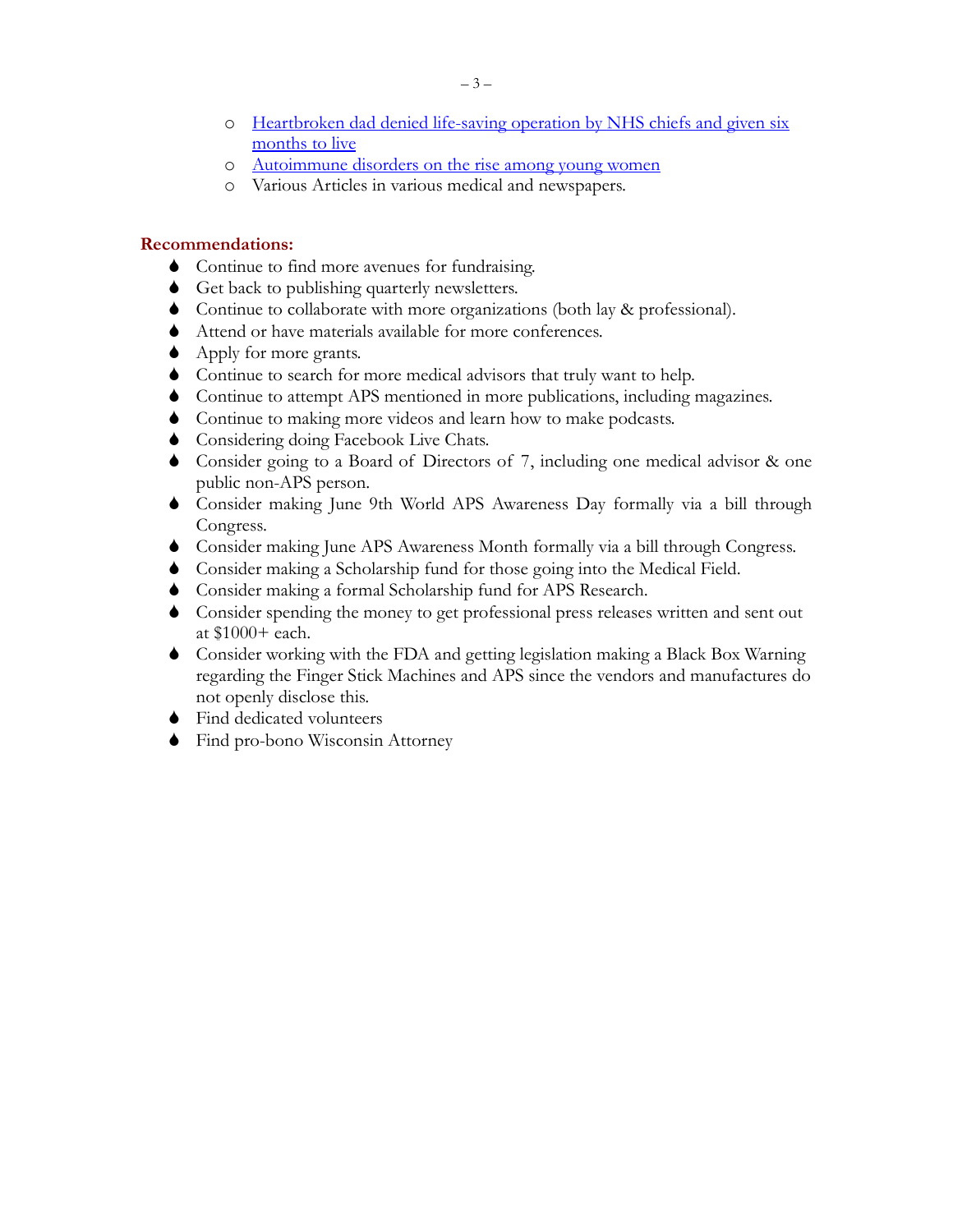- [Heartbroken dad denied life-saving operation by NHS chiefs and given six months to live]()
- [Autoimmune disorders on the rise among young women]()
- Various Articles in various medical and newspapers.

**Recommendations:**

- Continue to find more avenues for fundraising.
- Get back to publishing quarterly newsletters.
- Continue to collaborate with more organizations (both lay & professional).
- Attend or have materials available for more conferences.
- Apply for more grants.
- Continue to search for more medical advisors that truly want to help.
- Continue to attempt APS mentioned in more publications, including magazines.
- Continue to making more videos and learn how to make podcasts.
- Considering doing Facebook Live Chats.
- Consider going to a Board of Directors of 7, including one medical advisor & one public non-APS person.
- Consider making June 9th World APS Awareness Day formally via a bill through Congress.
- Consider making June APS Awareness Month formally via a bill through Congress.
- Consider making a Scholarship fund for those going into the Medical Field.
- Consider making a formal Scholarship fund for APS Research.
- Consider spending the money to get professional press releases written and sent out at $1000+ each.
- Consider working with the FDA and getting legislation making a Black Box Warning regarding the Finger Stick Machines and APS since the vendors and manufactures do not openly disclose this.
- Find dedicated volunteers
- Find pro-bono Wisconsin Attorney